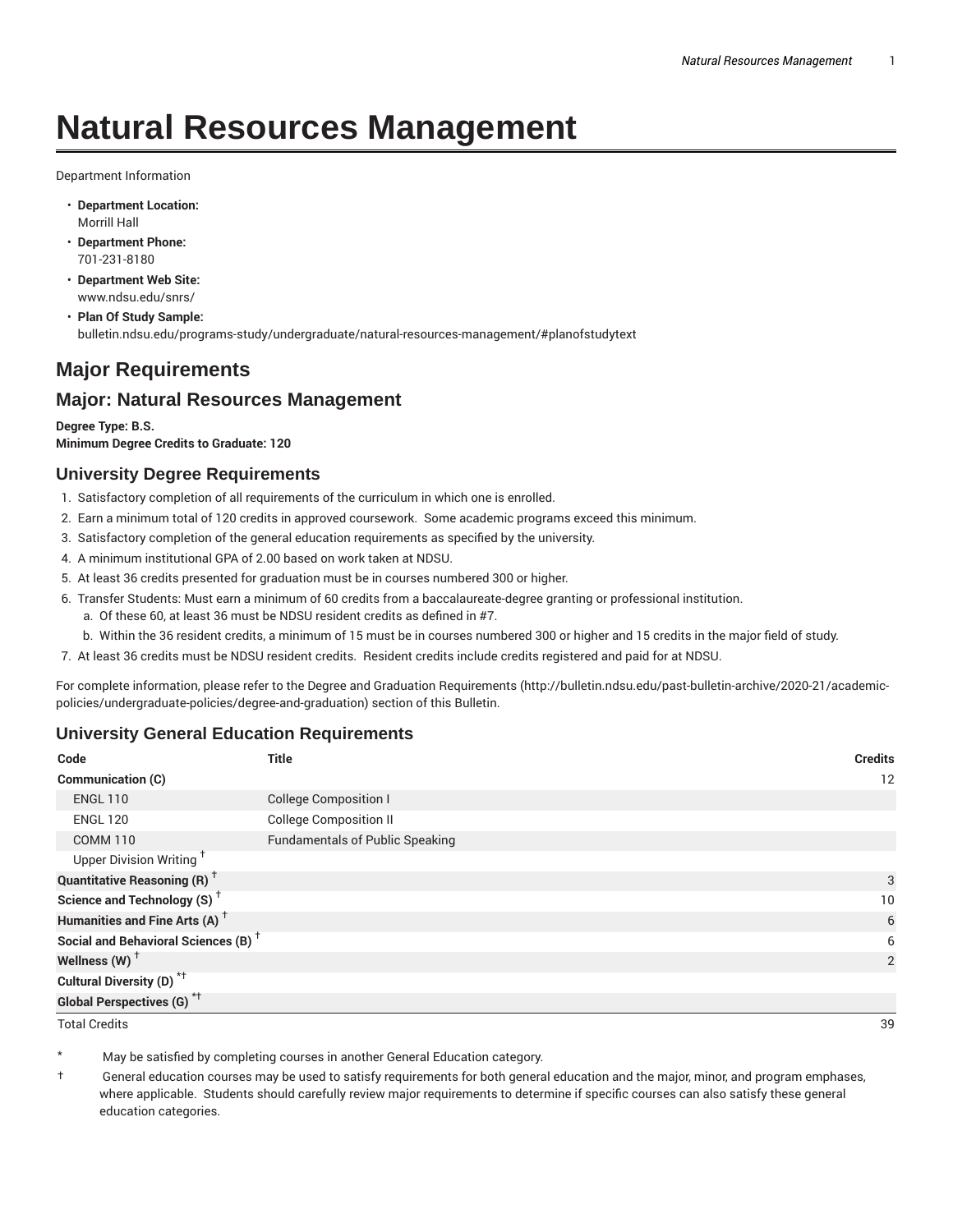# Natural Resources Management

Department Information

- **Department Location:**
  Morrill Hall
- **Department Phone:**
  701-231-8180
- **Department Web Site:**
  www.ndsu.edu/snrs/
- **Plan Of Study Sample:**
  bulletin.ndsu.edu/programs-study/undergraduate/natural-resources-management/#planofstudytext

## Major Requirements

## Major: Natural Resources Management

**Degree Type: B.S.**
**Minimum Degree Credits to Graduate: 120**

### University Degree Requirements

1. Satisfactory completion of all requirements of the curriculum in which one is enrolled.
2. Earn a minimum total of 120 credits in approved coursework. Some academic programs exceed this minimum.
3. Satisfactory completion of the general education requirements as specified by the university.
4. A minimum institutional GPA of 2.00 based on work taken at NDSU.
5. At least 36 credits presented for graduation must be in courses numbered 300 or higher.
6. Transfer Students: Must earn a minimum of 60 credits from a baccalaureate-degree granting or professional institution.
   a. Of these 60, at least 36 must be NDSU resident credits as defined in #7.
   b. Within the 36 resident credits, a minimum of 15 must be in courses numbered 300 or higher and 15 credits in the major field of study.
7. At least 36 credits must be NDSU resident credits. Resident credits include credits registered and paid for at NDSU.

For complete information, please refer to the Degree and Graduation Requirements (http://bulletin.ndsu.edu/past-bulletin-archive/2020-21/academic-policies/undergraduate-policies/degree-and-graduation) section of this Bulletin.

### University General Education Requirements

| Code | Title | Credits |
|---|---|---|
| **Communication (C)** | | 12 |
| ENGL 110 | College Composition I | |
| ENGL 120 | College Composition II | |
| COMM 110 | Fundamentals of Public Speaking | |
| Upper Division Writing † | | |
| **Quantitative Reasoning (R) †** | | 3 |
| **Science and Technology (S) †** | | 10 |
| **Humanities and Fine Arts (A) †** | | 6 |
| **Social and Behavioral Sciences (B) †** | | 6 |
| **Wellness (W) †** | | 2 |
| **Cultural Diversity (D) *†** | | |
| **Global Perspectives (G) *†** | | |
| Total Credits | | 39 |

\* May be satisfied by completing courses in another General Education category.

† General education courses may be used to satisfy requirements for both general education and the major, minor, and program emphases, where applicable. Students should carefully review major requirements to determine if specific courses can also satisfy these general education categories.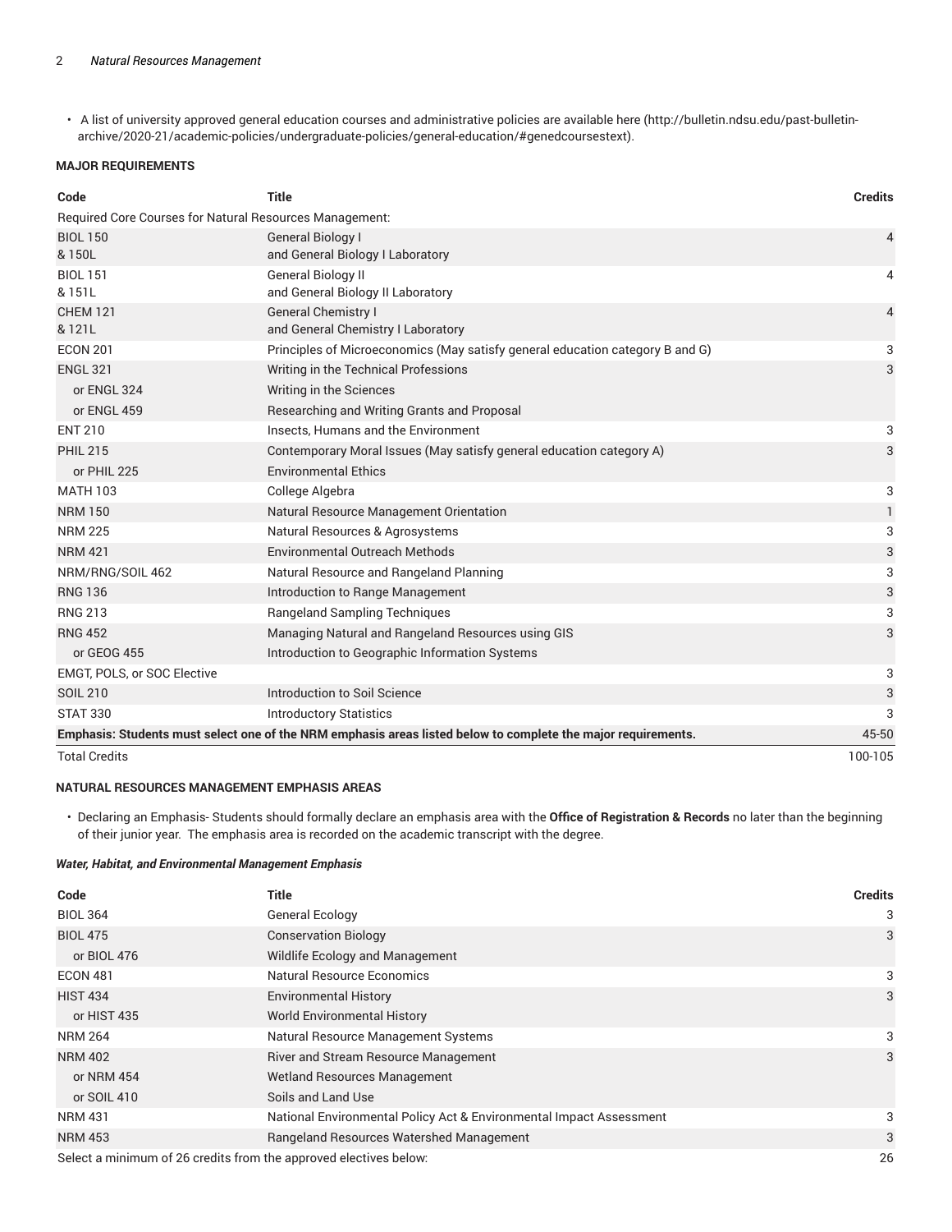- A list of university approved general education courses and administrative policies are available here (http://bulletin.ndsu.edu/past-bulletin-archive/2020-21/academic-policies/undergraduate-policies/general-education/#genedcoursestext).

#### MAJOR REQUIREMENTS

| Code | Title | Credits |
|---|---|---|
| Required Core Courses for Natural Resources Management: | | |
| BIOL 150 & 150L | General Biology I and General Biology I Laboratory | 4 |
| BIOL 151 & 151L | General Biology II and General Biology II Laboratory | 4 |
| CHEM 121 & 121L | General Chemistry I and General Chemistry I Laboratory | 4 |
| ECON 201 | Principles of Microeconomics (May satisfy general education category B and G) | 3 |
| ENGL 321 | Writing in the Technical Professions | 3 |
| or ENGL 324 | Writing in the Sciences | |
| or ENGL 459 | Researching and Writing Grants and Proposal | |
| ENT 210 | Insects, Humans and the Environment | 3 |
| PHIL 215 | Contemporary Moral Issues (May satisfy general education category A) | 3 |
| or PHIL 225 | Environmental Ethics | |
| MATH 103 | College Algebra | 3 |
| NRM 150 | Natural Resource Management Orientation | 1 |
| NRM 225 | Natural Resources & Agrosystems | 3 |
| NRM 421 | Environmental Outreach Methods | 3 |
| NRM/RNG/SOIL 462 | Natural Resource and Rangeland Planning | 3 |
| RNG 136 | Introduction to Range Management | 3 |
| RNG 213 | Rangeland Sampling Techniques | 3 |
| RNG 452 | Managing Natural and Rangeland Resources using GIS | 3 |
| or GEOG 455 | Introduction to Geographic Information Systems | |
| EMGT, POLS, or SOC Elective | | 3 |
| SOIL 210 | Introduction to Soil Science | 3 |
| STAT 330 | Introductory Statistics | 3 |
| **Emphasis: Students must select one of the NRM emphasis areas listed below to complete the major requirements.** | | 45-50 |
| Total Credits | | 100-105 |

#### NATURAL RESOURCES MANAGEMENT EMPHASIS AREAS

- Declaring an Emphasis- Students should formally declare an emphasis area with the **Office of Registration & Records** no later than the beginning of their junior year. The emphasis area is recorded on the academic transcript with the degree.

***Water, Habitat, and Environmental Management Emphasis***

| Code | Title | Credits |
|---|---|---|
| BIOL 364 | General Ecology | 3 |
| BIOL 475 | Conservation Biology | 3 |
| or BIOL 476 | Wildlife Ecology and Management | |
| ECON 481 | Natural Resource Economics | 3 |
| HIST 434 | Environmental History | 3 |
| or HIST 435 | World Environmental History | |
| NRM 264 | Natural Resource Management Systems | 3 |
| NRM 402 | River and Stream Resource Management | 3 |
| or NRM 454 | Wetland Resources Management | |
| or SOIL 410 | Soils and Land Use | |
| NRM 431 | National Environmental Policy Act & Environmental Impact Assessment | 3 |
| NRM 453 | Rangeland Resources Watershed Management | 3 |
| Select a minimum of 26 credits from the approved electives below: | | 26 |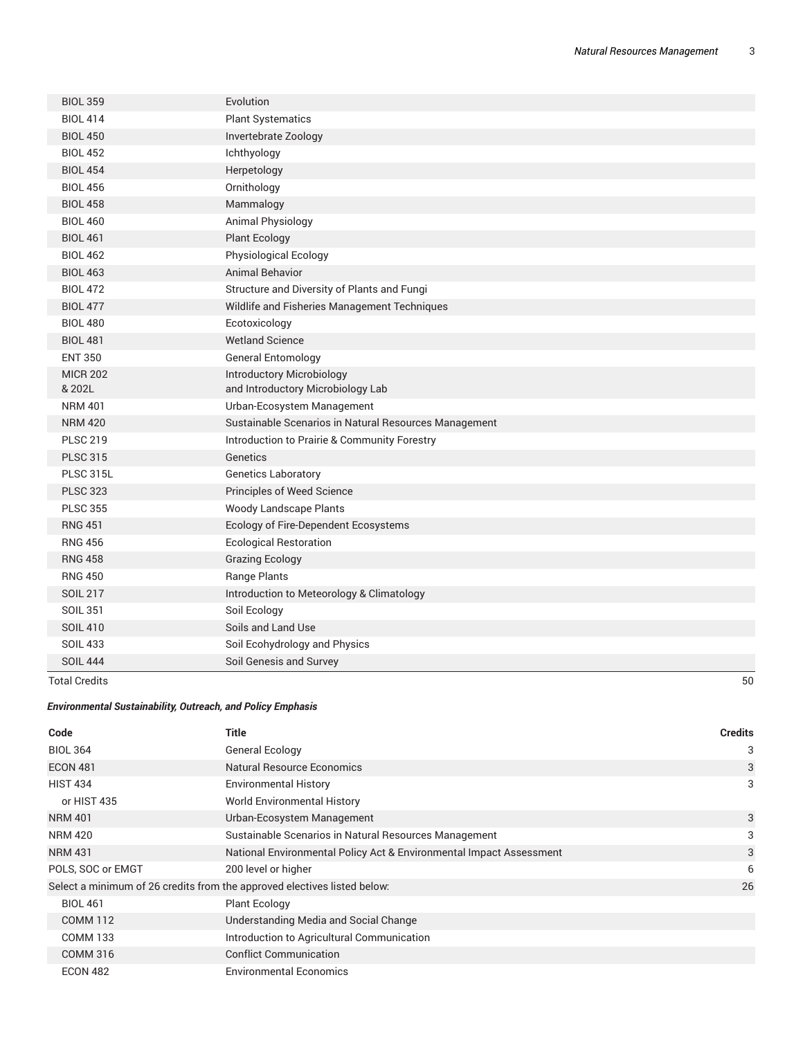| Code | Title | Credits |
| --- | --- | --- |
| BIOL 359 | Evolution | |
| BIOL 414 | Plant Systematics | |
| BIOL 450 | Invertebrate Zoology | |
| BIOL 452 | Ichthyology | |
| BIOL 454 | Herpetology | |
| BIOL 456 | Ornithology | |
| BIOL 458 | Mammalogy | |
| BIOL 460 | Animal Physiology | |
| BIOL 461 | Plant Ecology | |
| BIOL 462 | Physiological Ecology | |
| BIOL 463 | Animal Behavior | |
| BIOL 472 | Structure and Diversity of Plants and Fungi | |
| BIOL 477 | Wildlife and Fisheries Management Techniques | |
| BIOL 480 | Ecotoxicology | |
| BIOL 481 | Wetland Science | |
| ENT 350 | General Entomology | |
| MICR 202 & 202L | Introductory Microbiology and Introductory Microbiology Lab | |
| NRM 401 | Urban-Ecosystem Management | |
| NRM 420 | Sustainable Scenarios in Natural Resources Management | |
| PLSC 219 | Introduction to Prairie & Community Forestry | |
| PLSC 315 | Genetics | |
| PLSC 315L | Genetics Laboratory | |
| PLSC 323 | Principles of Weed Science | |
| PLSC 355 | Woody Landscape Plants | |
| RNG 451 | Ecology of Fire-Dependent Ecosystems | |
| RNG 456 | Ecological Restoration | |
| RNG 458 | Grazing Ecology | |
| RNG 450 | Range Plants | |
| SOIL 217 | Introduction to Meteorology & Climatology | |
| SOIL 351 | Soil Ecology | |
| SOIL 410 | Soils and Land Use | |
| SOIL 433 | Soil Ecohydrology and Physics | |
| SOIL 444 | Soil Genesis and Survey | |
| Total Credits | | 50 |

***Environmental Sustainability, Outreach, and Policy Emphasis***

| Code | Title | Credits |
| --- | --- | --- |
| BIOL 364 | General Ecology | 3 |
| ECON 481 | Natural Resource Economics | 3 |
| HIST 434 | Environmental History | 3 |
| or HIST 435 | World Environmental History | |
| NRM 401 | Urban-Ecosystem Management | 3 |
| NRM 420 | Sustainable Scenarios in Natural Resources Management | 3 |
| NRM 431 | National Environmental Policy Act & Environmental Impact Assessment | 3 |
| POLS, SOC or EMGT | 200 level or higher | 6 |
| Select a minimum of 26 credits from the approved electives listed below: | | 26 |
| BIOL 461 | Plant Ecology | |
| COMM 112 | Understanding Media and Social Change | |
| COMM 133 | Introduction to Agricultural Communication | |
| COMM 316 | Conflict Communication | |
| ECON 482 | Environmental Economics | |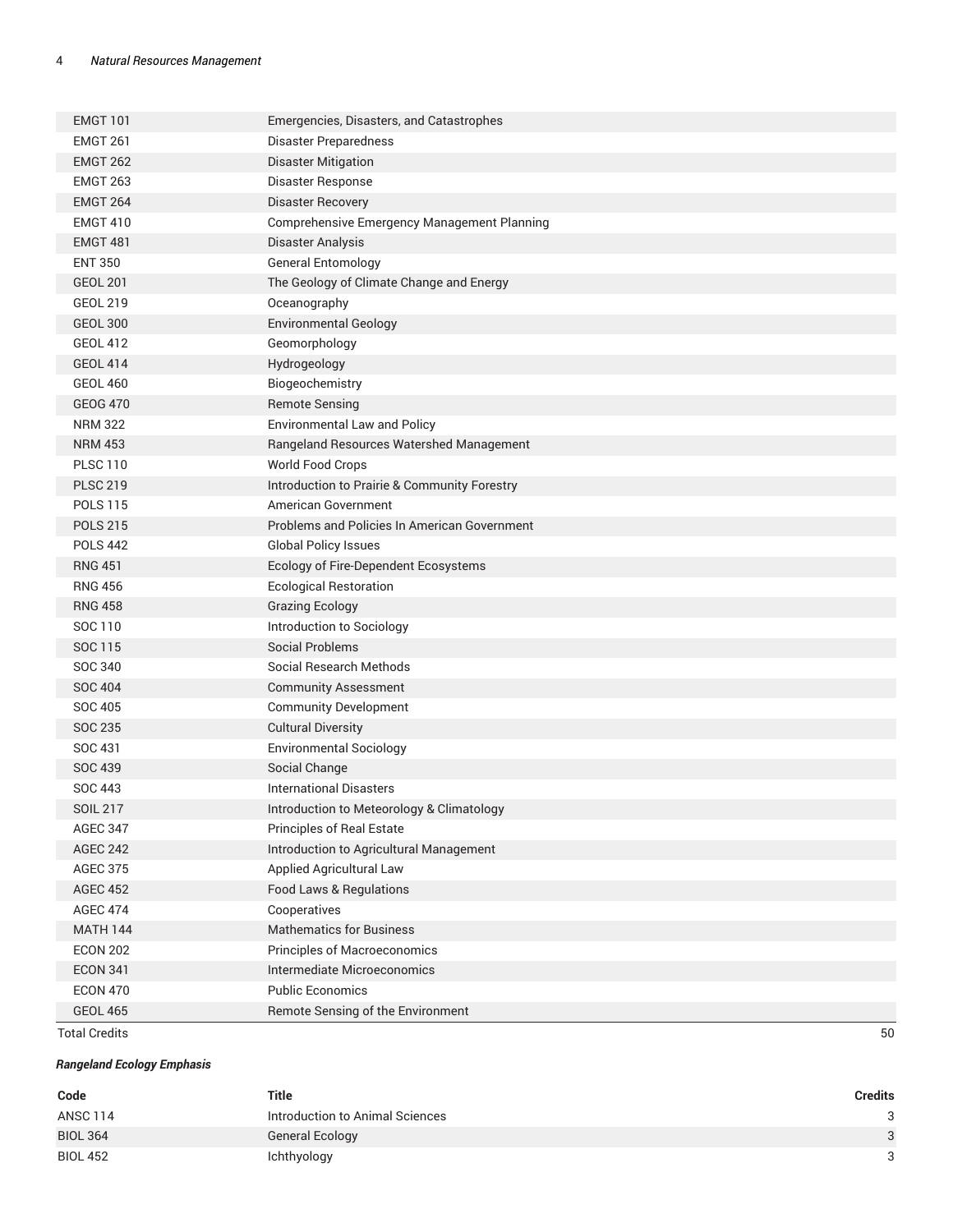| | | |
|---|---|---|
| EMGT 101 | Emergencies, Disasters, and Catastrophes | |
| EMGT 261 | Disaster Preparedness | |
| EMGT 262 | Disaster Mitigation | |
| EMGT 263 | Disaster Response | |
| EMGT 264 | Disaster Recovery | |
| EMGT 410 | Comprehensive Emergency Management Planning | |
| EMGT 481 | Disaster Analysis | |
| ENT 350 | General Entomology | |
| GEOL 201 | The Geology of Climate Change and Energy | |
| GEOL 219 | Oceanography | |
| GEOL 300 | Environmental Geology | |
| GEOL 412 | Geomorphology | |
| GEOL 414 | Hydrogeology | |
| GEOL 460 | Biogeochemistry | |
| GEOG 470 | Remote Sensing | |
| NRM 322 | Environmental Law and Policy | |
| NRM 453 | Rangeland Resources Watershed Management | |
| PLSC 110 | World Food Crops | |
| PLSC 219 | Introduction to Prairie & Community Forestry | |
| POLS 115 | American Government | |
| POLS 215 | Problems and Policies In American Government | |
| POLS 442 | Global Policy Issues | |
| RNG 451 | Ecology of Fire-Dependent Ecosystems | |
| RNG 456 | Ecological Restoration | |
| RNG 458 | Grazing Ecology | |
| SOC 110 | Introduction to Sociology | |
| SOC 115 | Social Problems | |
| SOC 340 | Social Research Methods | |
| SOC 404 | Community Assessment | |
| SOC 405 | Community Development | |
| SOC 235 | Cultural Diversity | |
| SOC 431 | Environmental Sociology | |
| SOC 439 | Social Change | |
| SOC 443 | International Disasters | |
| SOIL 217 | Introduction to Meteorology & Climatology | |
| AGEC 347 | Principles of Real Estate | |
| AGEC 242 | Introduction to Agricultural Management | |
| AGEC 375 | Applied Agricultural Law | |
| AGEC 452 | Food Laws & Regulations | |
| AGEC 474 | Cooperatives | |
| MATH 144 | Mathematics for Business | |
| ECON 202 | Principles of Macroeconomics | |
| ECON 341 | Intermediate Microeconomics | |
| ECON 470 | Public Economics | |
| GEOL 465 | Remote Sensing of the Environment | |
| Total Credits | | 50 |

***Rangeland Ecology Emphasis***

| Code | Title | Credits |
|---|---|---|
| ANSC 114 | Introduction to Animal Sciences | 3 |
| BIOL 364 | General Ecology | 3 |
| BIOL 452 | Ichthyology | 3 |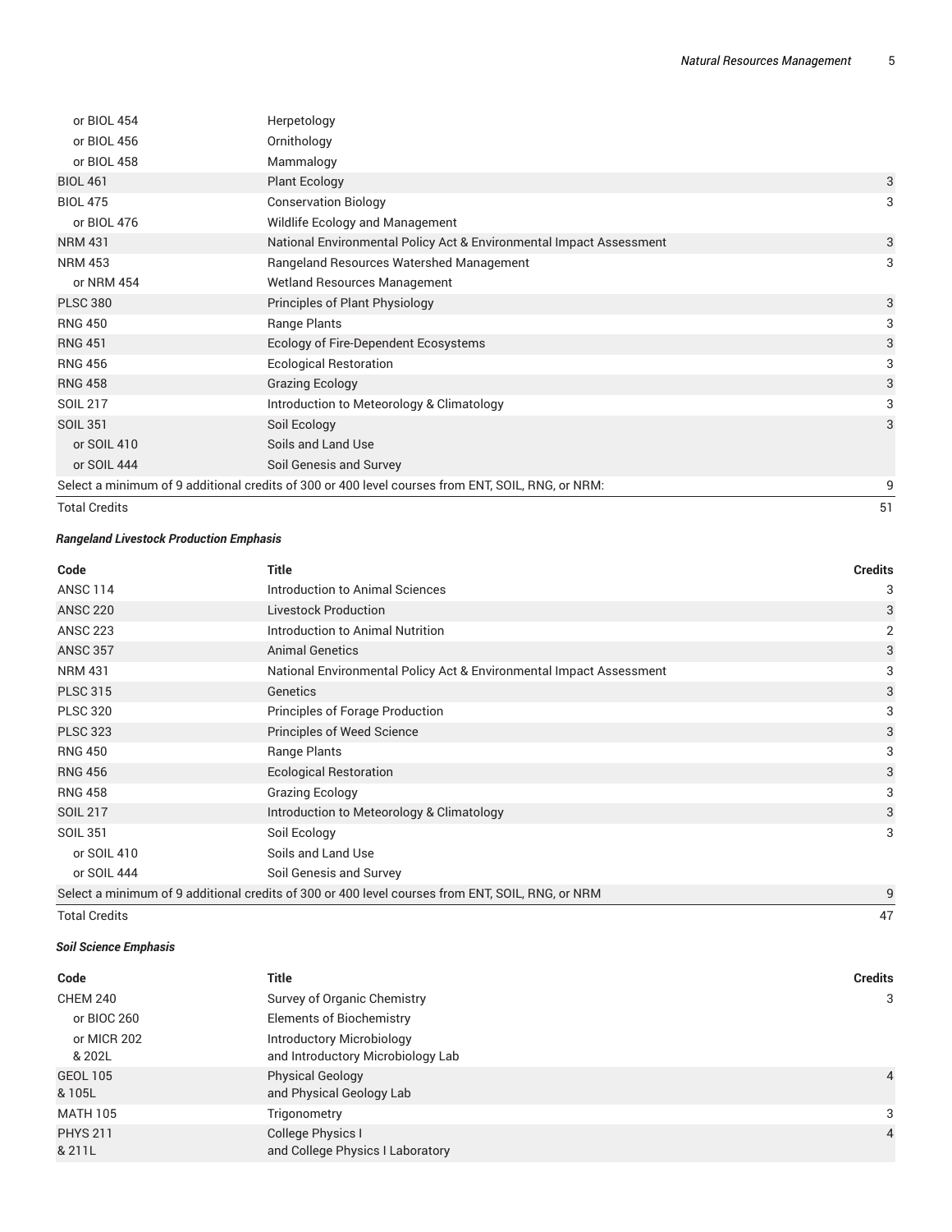| Code | Title | Credits |
| --- | --- | --- |
| or BIOL 454 | Herpetology | |
| or BIOL 456 | Ornithology | |
| or BIOL 458 | Mammalogy | |
| BIOL 461 | Plant Ecology | 3 |
| BIOL 475 | Conservation Biology | 3 |
| or BIOL 476 | Wildlife Ecology and Management | |
| NRM 431 | National Environmental Policy Act & Environmental Impact Assessment | 3 |
| NRM 453 | Rangeland Resources Watershed Management | 3 |
| or NRM 454 | Wetland Resources Management | |
| PLSC 380 | Principles of Plant Physiology | 3 |
| RNG 450 | Range Plants | 3 |
| RNG 451 | Ecology of Fire-Dependent Ecosystems | 3 |
| RNG 456 | Ecological Restoration | 3 |
| RNG 458 | Grazing Ecology | 3 |
| SOIL 217 | Introduction to Meteorology & Climatology | 3 |
| SOIL 351 | Soil Ecology | 3 |
| or SOIL 410 | Soils and Land Use | |
| or SOIL 444 | Soil Genesis and Survey | |
| Select a minimum of 9 additional credits of 300 or 400 level courses from ENT, SOIL, RNG, or NRM: | | 9 |
| Total Credits | | 51 |

***Rangeland Livestock Production Emphasis***

| Code | Title | Credits |
| --- | --- | --- |
| ANSC 114 | Introduction to Animal Sciences | 3 |
| ANSC 220 | Livestock Production | 3 |
| ANSC 223 | Introduction to Animal Nutrition | 2 |
| ANSC 357 | Animal Genetics | 3 |
| NRM 431 | National Environmental Policy Act & Environmental Impact Assessment | 3 |
| PLSC 315 | Genetics | 3 |
| PLSC 320 | Principles of Forage Production | 3 |
| PLSC 323 | Principles of Weed Science | 3 |
| RNG 450 | Range Plants | 3 |
| RNG 456 | Ecological Restoration | 3 |
| RNG 458 | Grazing Ecology | 3 |
| SOIL 217 | Introduction to Meteorology & Climatology | 3 |
| SOIL 351 | Soil Ecology | 3 |
| or SOIL 410 | Soils and Land Use | |
| or SOIL 444 | Soil Genesis and Survey | |
| Select a minimum of 9 additional credits of 300 or 400 level courses from ENT, SOIL, RNG, or NRM | | 9 |
| Total Credits | | 47 |

***Soil Science Emphasis***

| Code | Title | Credits |
| --- | --- | --- |
| CHEM 240 | Survey of Organic Chemistry | 3 |
| or BIOC 260 | Elements of Biochemistry | |
| or MICR 202 & 202L | Introductory Microbiology and Introductory Microbiology Lab | |
| GEOL 105 & 105L | Physical Geology and Physical Geology Lab | 4 |
| MATH 105 | Trigonometry | 3 |
| PHYS 211 & 211L | College Physics I and College Physics I Laboratory | 4 |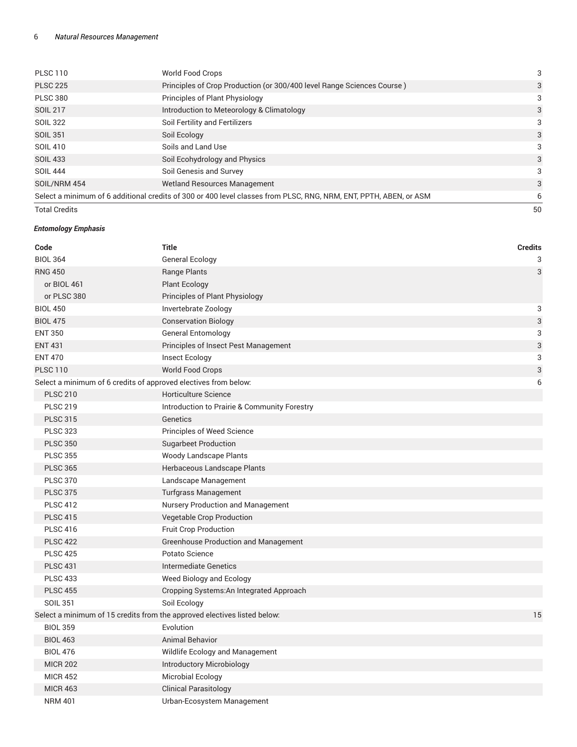| | | |
|---|---|---|
| PLSC 110 | World Food Crops | 3 |
| PLSC 225 | Principles of Crop Production (or 300/400 level Range Sciences Course ) | 3 |
| PLSC 380 | Principles of Plant Physiology | 3 |
| SOIL 217 | Introduction to Meteorology & Climatology | 3 |
| SOIL 322 | Soil Fertility and Fertilizers | 3 |
| SOIL 351 | Soil Ecology | 3 |
| SOIL 410 | Soils and Land Use | 3 |
| SOIL 433 | Soil Ecohydrology and Physics | 3 |
| SOIL 444 | Soil Genesis and Survey | 3 |
| SOIL/NRM 454 | Wetland Resources Management | 3 |
| Select a minimum of 6 additional credits of 300 or 400 level classes from PLSC, RNG, NRM, ENT, PPTH, ABEN, or ASM | | 6 |
| Total Credits | | 50 |

***Entomology Emphasis***

| Code | Title | Credits |
|---|---|---|
| BIOL 364 | General Ecology | 3 |
| RNG 450 | Range Plants | 3 |
| or BIOL 461 | Plant Ecology | |
| or PLSC 380 | Principles of Plant Physiology | |
| BIOL 450 | Invertebrate Zoology | 3 |
| BIOL 475 | Conservation Biology | 3 |
| ENT 350 | General Entomology | 3 |
| ENT 431 | Principles of Insect Pest Management | 3 |
| ENT 470 | Insect Ecology | 3 |
| PLSC 110 | World Food Crops | 3 |
| Select a minimum of 6 credits of approved electives from below: | | 6 |
| PLSC 210 | Horticulture Science | |
| PLSC 219 | Introduction to Prairie & Community Forestry | |
| PLSC 315 | Genetics | |
| PLSC 323 | Principles of Weed Science | |
| PLSC 350 | Sugarbeet Production | |
| PLSC 355 | Woody Landscape Plants | |
| PLSC 365 | Herbaceous Landscape Plants | |
| PLSC 370 | Landscape Management | |
| PLSC 375 | Turfgrass Management | |
| PLSC 412 | Nursery Production and Management | |
| PLSC 415 | Vegetable Crop Production | |
| PLSC 416 | Fruit Crop Production | |
| PLSC 422 | Greenhouse Production and Management | |
| PLSC 425 | Potato Science | |
| PLSC 431 | Intermediate Genetics | |
| PLSC 433 | Weed Biology and Ecology | |
| PLSC 455 | Cropping Systems:An Integrated Approach | |
| SOIL 351 | Soil Ecology | |
| Select a minimum of 15 credits from the approved electives listed below: | | 15 |
| BIOL 359 | Evolution | |
| BIOL 463 | Animal Behavior | |
| BIOL 476 | Wildlife Ecology and Management | |
| MICR 202 | Introductory Microbiology | |
| MICR 452 | Microbial Ecology | |
| MICR 463 | Clinical Parasitology | |
| NRM 401 | Urban-Ecosystem Management | |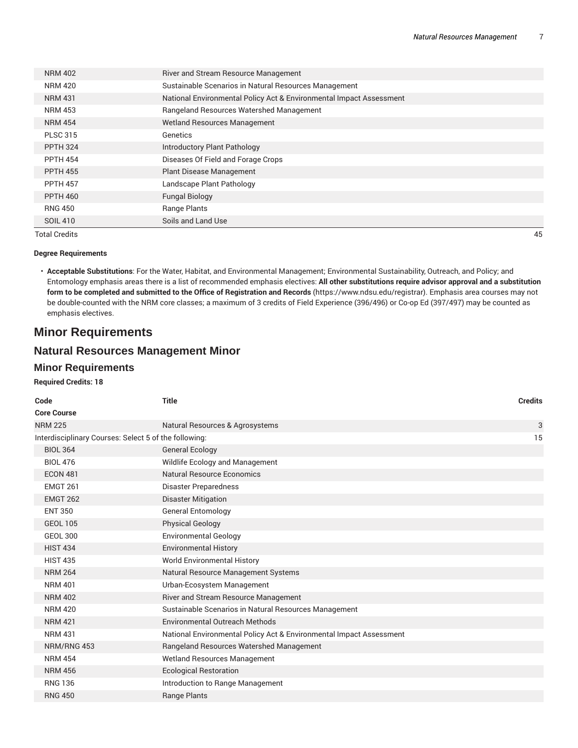| Code | Title | Credits |
|---|---|---|
| NRM 402 | River and Stream Resource Management | |
| NRM 420 | Sustainable Scenarios in Natural Resources Management | |
| NRM 431 | National Environmental Policy Act & Environmental Impact Assessment | |
| NRM 453 | Rangeland Resources Watershed Management | |
| NRM 454 | Wetland Resources Management | |
| PLSC 315 | Genetics | |
| PPTH 324 | Introductory Plant Pathology | |
| PPTH 454 | Diseases Of Field and Forage Crops | |
| PPTH 455 | Plant Disease Management | |
| PPTH 457 | Landscape Plant Pathology | |
| PPTH 460 | Fungal Biology | |
| RNG 450 | Range Plants | |
| SOIL 410 | Soils and Land Use | |
| Total Credits | | 45 |

**Degree Requirements**

- **Acceptable Substitutions**: For the Water, Habitat, and Environmental Management; Environmental Sustainability, Outreach, and Policy; and Entomology emphasis areas there is a list of recommended emphasis electives: **All other substitutions require advisor approval and a substitution form to be completed and submitted to the Office of Registration and Records** (https://www.ndsu.edu/registrar). Emphasis area courses may not be double-counted with the NRM core classes; a maximum of 3 credits of Field Experience (396/496) or Co-op Ed (397/497) may be counted as emphasis electives.

# Minor Requirements

## Natural Resources Management Minor

### Minor Requirements

**Required Credits: 18**

| Code | Title | Credits |
|---|---|---|
| **Core Course** | | |
| NRM 225 | Natural Resources & Agrosystems | 3 |
| Interdisciplinary Courses: Select 5 of the following: | | 15 |
| BIOL 364 | General Ecology | |
| BIOL 476 | Wildlife Ecology and Management | |
| ECON 481 | Natural Resource Economics | |
| EMGT 261 | Disaster Preparedness | |
| EMGT 262 | Disaster Mitigation | |
| ENT 350 | General Entomology | |
| GEOL 105 | Physical Geology | |
| GEOL 300 | Environmental Geology | |
| HIST 434 | Environmental History | |
| HIST 435 | World Environmental History | |
| NRM 264 | Natural Resource Management Systems | |
| NRM 401 | Urban-Ecosystem Management | |
| NRM 402 | River and Stream Resource Management | |
| NRM 420 | Sustainable Scenarios in Natural Resources Management | |
| NRM 421 | Environmental Outreach Methods | |
| NRM 431 | National Environmental Policy Act & Environmental Impact Assessment | |
| NRM/RNG 453 | Rangeland Resources Watershed Management | |
| NRM 454 | Wetland Resources Management | |
| NRM 456 | Ecological Restoration | |
| RNG 136 | Introduction to Range Management | |
| RNG 450 | Range Plants | |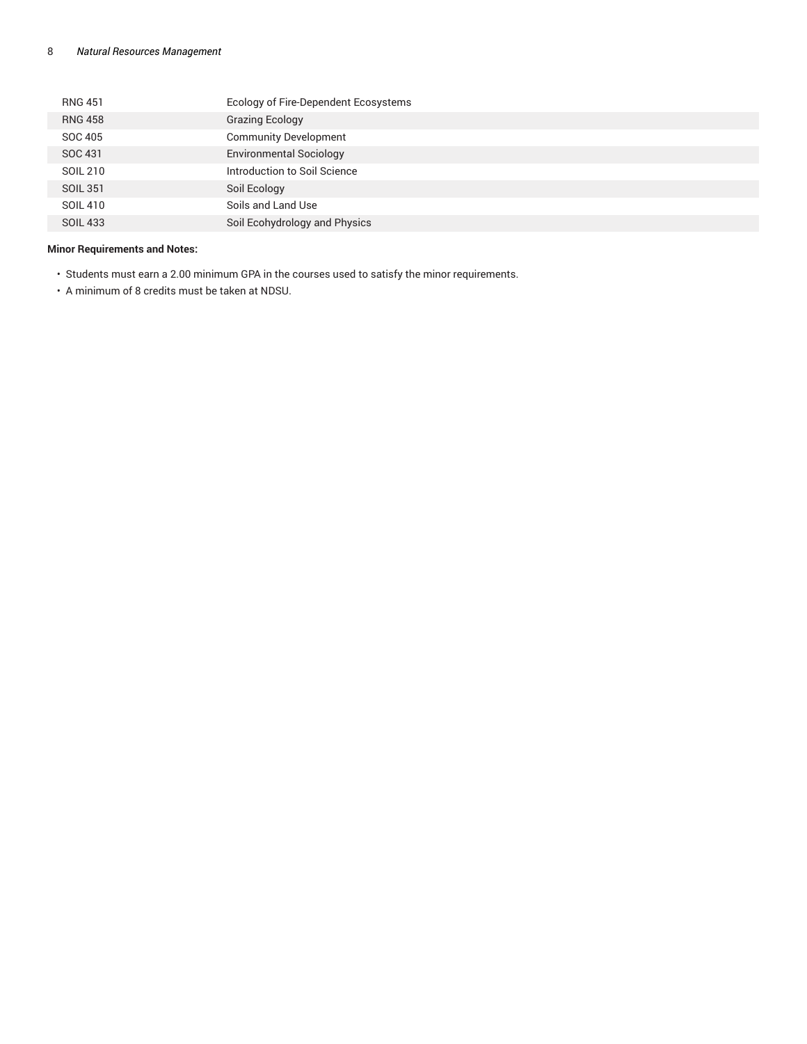| | |
|---|---|
| RNG 451 | Ecology of Fire-Dependent Ecosystems |
| RNG 458 | Grazing Ecology |
| SOC 405 | Community Development |
| SOC 431 | Environmental Sociology |
| SOIL 210 | Introduction to Soil Science |
| SOIL 351 | Soil Ecology |
| SOIL 410 | Soils and Land Use |
| SOIL 433 | Soil Ecohydrology and Physics |

**Minor Requirements and Notes:**

- Students must earn a 2.00 minimum GPA in the courses used to satisfy the minor requirements.
- A minimum of 8 credits must be taken at NDSU.